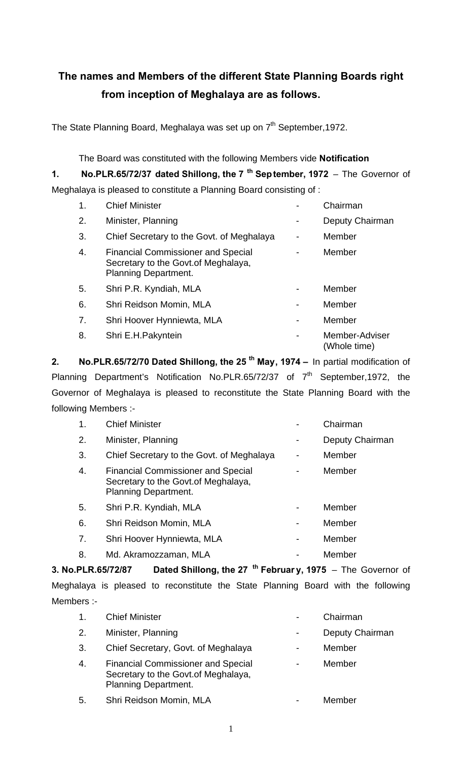# The names and Members of the different State Planning Boards right from inception of Meghalaya are as follows.

The State Planning Board, Meghalaya was set up on 7th September,1972.

The Board was constituted with the following Members vide **Notification**

**1. No.PLR.65/72/37 dated Shillong, the 7th September, 1972** – The Governor of Meghalaya is pleased to constitute a Planning Board consisting of :

| | | | |
|---|---|---|---|
| 1. | Chief Minister | - | Chairman |
| 2. | Minister, Planning | - | Deputy Chairman |
| 3. | Chief Secretary to the Govt. of Meghalaya | - | Member |
| 4. | Financial Commissioner and Special Secretary to the Govt.of Meghalaya, Planning Department. | - | Member |
| 5. | Shri P.R. Kyndiah, MLA | - | Member |
| 6. | Shri Reidson Momin, MLA | - | Member |
| 7. | Shri Hoover Hynniewta, MLA | - | Member |
| 8. | Shri E.H.Pakyntein | - | Member-Adviser (Whole time) |

**2. No.PLR.65/72/70 Dated Shillong, the 25th May, 1974 –** In partial modification of Planning Department's Notification No.PLR.65/72/37 of 7th September,1972, the Governor of Meghalaya is pleased to reconstitute the State Planning Board with the following Members :-

| | | | |
|---|---|---|---|
| 1. | Chief Minister | - | Chairman |
| 2. | Minister, Planning | - | Deputy Chairman |
| 3. | Chief Secretary to the Govt. of Meghalaya | - | Member |
| 4. | Financial Commissioner and Special Secretary to the Govt.of Meghalaya, Planning Department. | - | Member |
| 5. | Shri P.R. Kyndiah, MLA | - | Member |
| 6. | Shri Reidson Momin, MLA | - | Member |
| 7. | Shri Hoover Hynniewta, MLA | - | Member |
| 8. | Md. Akramozzaman, MLA | - | Member |

**3. No.PLR.65/72/87 Dated Shillong, the 27th February, 1975** – The Governor of Meghalaya is pleased to reconstitute the State Planning Board with the following Members :-

| | | | |
|---|---|---|---|
| 1. | Chief Minister | - | Chairman |
| 2. | Minister, Planning | - | Deputy Chairman |
| 3. | Chief Secretary, Govt. of Meghalaya | - | Member |
| 4. | Financial Commissioner and Special Secretary to the Govt.of Meghalaya, Planning Department. | - | Member |
| 5. | Shri Reidson Momin, MLA | - | Member |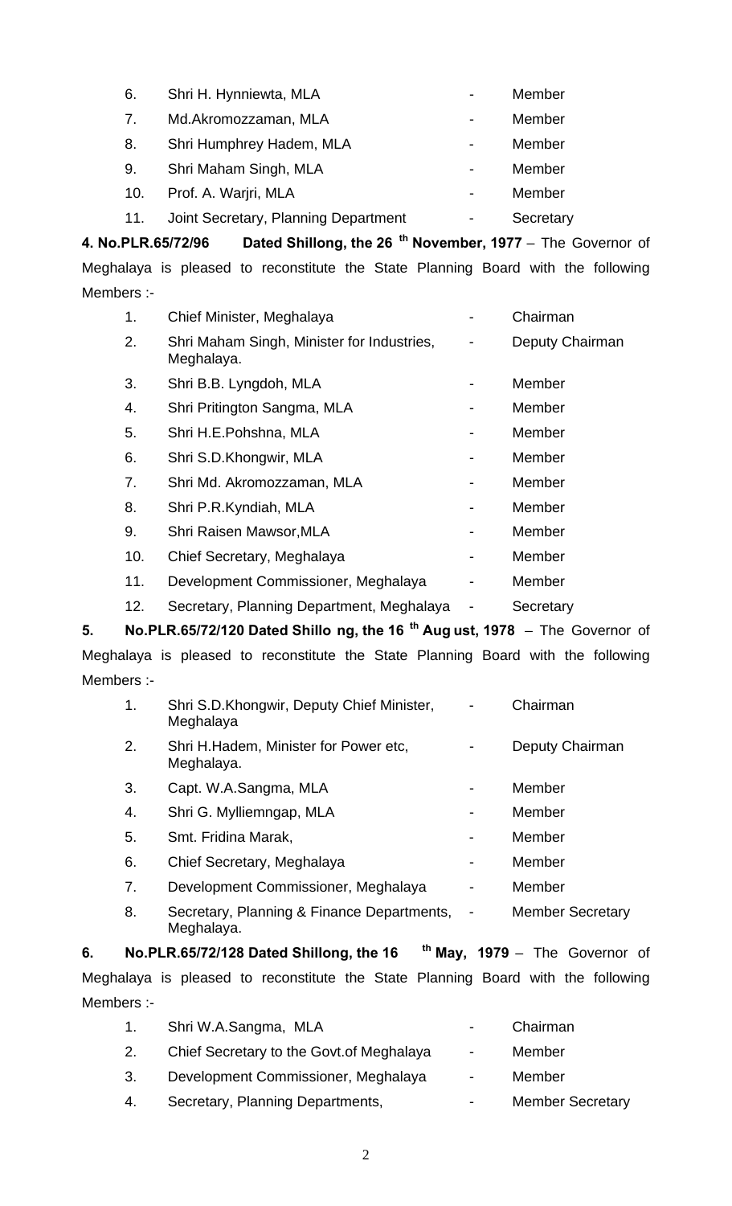| | | | |
|---|---|---|---|
| 6. | Shri H. Hynniewta, MLA | - | Member |
| 7. | Md.Akromozzaman, MLA | - | Member |
| 8. | Shri Humphrey Hadem, MLA | - | Member |
| 9. | Shri Maham Singh, MLA | - | Member |
| 10. | Prof. A. Warjri, MLA | - | Member |
| 11. | Joint Secretary, Planning Department | - | Secretary |

**4. No.PLR.65/72/96 Dated Shillong, the 26 th November, 1977** – The Governor of Meghalaya is pleased to reconstitute the State Planning Board with the following Members :-

| | | | |
|---|---|---|---|
| 1. | Chief Minister, Meghalaya | - | Chairman |
| 2. | Shri Maham Singh, Minister for Industries, Meghalaya. | - | Deputy Chairman |
| 3. | Shri B.B. Lyngdoh, MLA | - | Member |
| 4. | Shri Pritington Sangma, MLA | - | Member |
| 5. | Shri H.E.Pohshna, MLA | - | Member |
| 6. | Shri S.D.Khongwir, MLA | - | Member |
| 7. | Shri Md. Akromozzaman, MLA | - | Member |
| 8. | Shri P.R.Kyndiah, MLA | - | Member |
| 9. | Shri Raisen Mawsor,MLA | - | Member |
| 10. | Chief Secretary, Meghalaya | - | Member |
| 11. | Development Commissioner, Meghalaya | - | Member |
| 12. | Secretary, Planning Department, Meghalaya | - | Secretary |

**5. No.PLR.65/72/120 Dated Shillong, the 16 th August, 1978** – The Governor of Meghalaya is pleased to reconstitute the State Planning Board with the following Members :-

| | | | |
|---|---|---|---|
| 1. | Shri S.D.Khongwir, Deputy Chief Minister, Meghalaya | - | Chairman |
| 2. | Shri H.Hadem, Minister for Power etc, Meghalaya. | - | Deputy Chairman |
| 3. | Capt. W.A.Sangma, MLA | - | Member |
| 4. | Shri G. Mylliemngap, MLA | - | Member |
| 5. | Smt. Fridina Marak, | - | Member |
| 6. | Chief Secretary, Meghalaya | - | Member |
| 7. | Development Commissioner, Meghalaya | - | Member |
| 8. | Secretary, Planning & Finance Departments, Meghalaya. | - | Member Secretary |

**6. No.PLR.65/72/128 Dated Shillong, the 16 th May, 1979** – The Governor of Meghalaya is pleased to reconstitute the State Planning Board with the following Members :-

| | | | |
|---|---|---|---|
| 1. | Shri W.A.Sangma, MLA | - | Chairman |
| 2. | Chief Secretary to the Govt.of Meghalaya | - | Member |
| 3. | Development Commissioner, Meghalaya | - | Member |
| 4. | Secretary, Planning Departments, | - | Member Secretary |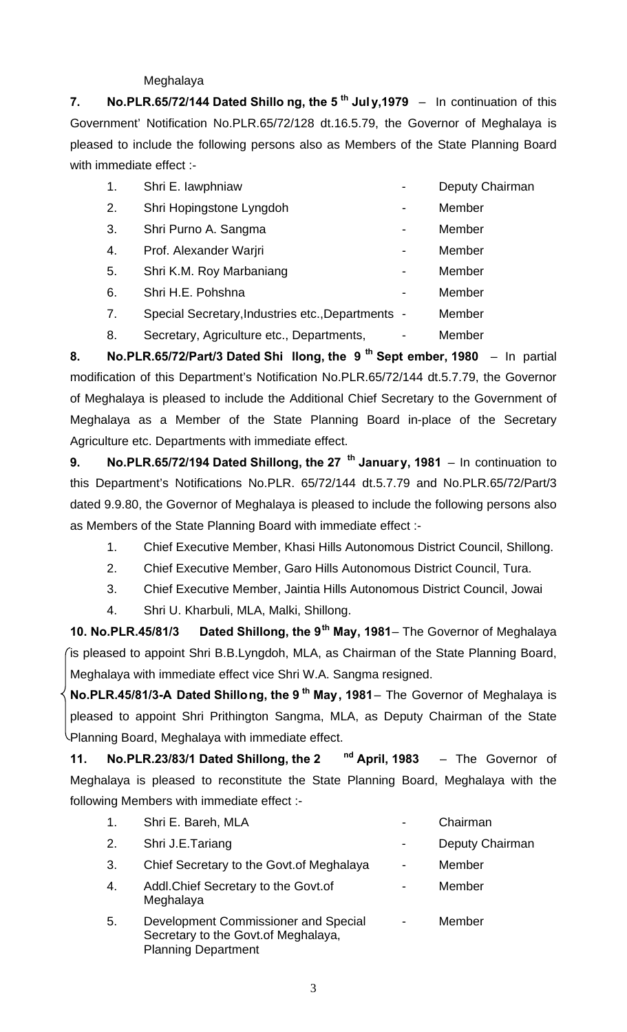Meghalaya

**7. No.PLR.65/72/144 Dated Shillong, the 5th July,1979** – In continuation of this Government' Notification No.PLR.65/72/128 dt.16.5.79, the Governor of Meghalaya is pleased to include the following persons also as Members of the State Planning Board with immediate effect :-

| | | | |
|---|---|---|---|
| 1. | Shri E. Iawphniaw | - | Deputy Chairman |
| 2. | Shri Hopingstone Lyngdoh | - | Member |
| 3. | Shri Purno A. Sangma | - | Member |
| 4. | Prof. Alexander Warjri | - | Member |
| 5. | Shri K.M. Roy Marbaniang | - | Member |
| 6. | Shri H.E. Pohshna | - | Member |
| 7. | Special Secretary,Industries etc.,Departments | - | Member |
| 8. | Secretary, Agriculture etc., Departments, | - | Member |

**8. No.PLR.65/72/Part/3 Dated Shillong, the 9th September, 1980** – In partial modification of this Department's Notification No.PLR.65/72/144 dt.5.7.79, the Governor of Meghalaya is pleased to include the Additional Chief Secretary to the Government of Meghalaya as a Member of the State Planning Board in-place of the Secretary Agriculture etc. Departments with immediate effect.

**9. No.PLR.65/72/194 Dated Shillong, the 27th January, 1981** – In continuation to this Department's Notifications No.PLR. 65/72/144 dt.5.7.79 and No.PLR.65/72/Part/3 dated 9.9.80, the Governor of Meghalaya is pleased to include the following persons also as Members of the State Planning Board with immediate effect :-

1. Chief Executive Member, Khasi Hills Autonomous District Council, Shillong.
2. Chief Executive Member, Garo Hills Autonomous District Council, Tura.
3. Chief Executive Member, Jaintia Hills Autonomous District Council, Jowai
4. Shri U. Kharbuli, MLA, Malki, Shillong.

**10. No.PLR.45/81/3 Dated Shillong, the 9th May, 1981**– The Governor of Meghalaya is pleased to appoint Shri B.B.Lyngdoh, MLA, as Chairman of the State Planning Board, Meghalaya with immediate effect vice Shri W.A. Sangma resigned.

**No.PLR.45/81/3-A Dated Shillong, the 9th May, 1981**– The Governor of Meghalaya is pleased to appoint Shri Prithington Sangma, MLA, as Deputy Chairman of the State Planning Board, Meghalaya with immediate effect.

**11. No.PLR.23/83/1 Dated Shillong, the 2nd April, 1983** – The Governor of Meghalaya is pleased to reconstitute the State Planning Board, Meghalaya with the following Members with immediate effect :-

| | | | |
|---|---|---|---|
| 1. | Shri E. Bareh, MLA | - | Chairman |
| 2. | Shri J.E.Tariang | - | Deputy Chairman |
| 3. | Chief Secretary to the Govt.of Meghalaya | - | Member |
| 4. | Addl.Chief Secretary to the Govt.of Meghalaya | - | Member |
| 5. | Development Commissioner and Special Secretary to the Govt.of Meghalaya, Planning Department | - | Member |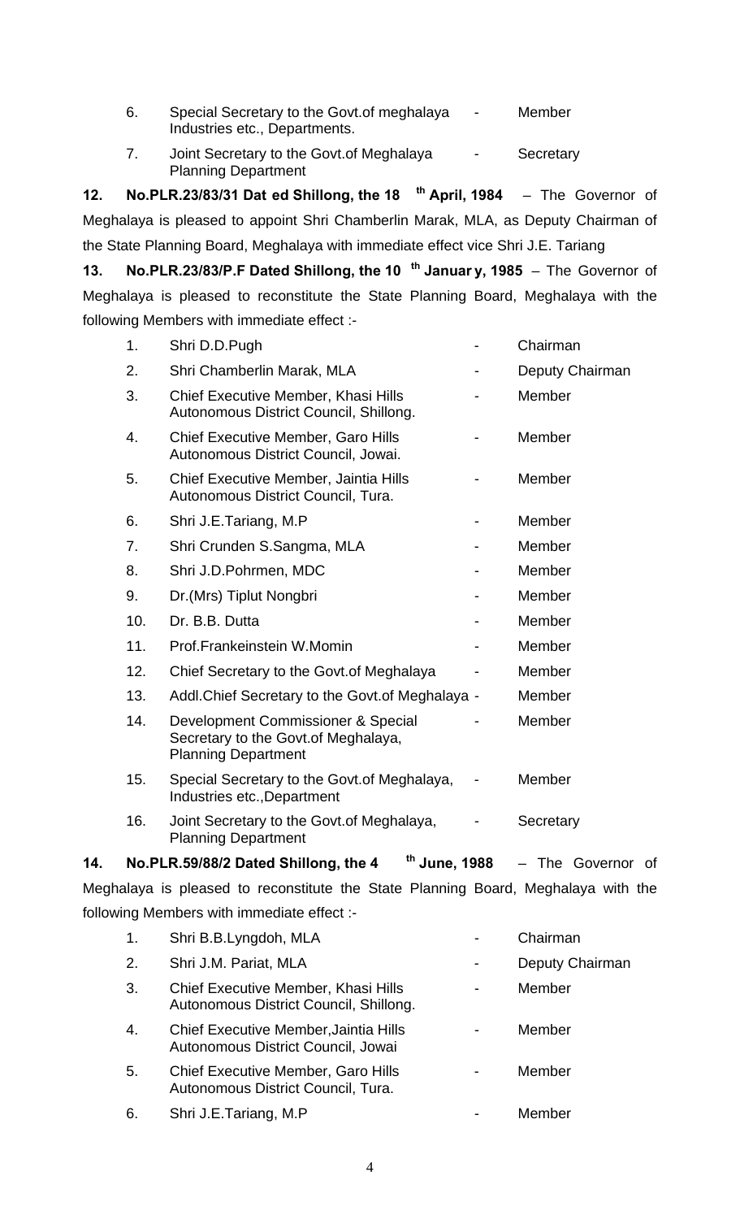| | | | |
|---|---|---|---|
| 6. | Special Secretary to the Govt.of meghalaya Industries etc., Departments. | - | Member |
| 7. | Joint Secretary to the Govt.of Meghalaya Planning Department | - | Secretary |

**12. No.PLR.23/83/31 Dat ed Shillong, the 18th April, 1984** – The Governor of Meghalaya is pleased to appoint Shri Chamberlin Marak, MLA, as Deputy Chairman of the State Planning Board, Meghalaya with immediate effect vice Shri J.E. Tariang

**13. No.PLR.23/83/P.F Dated Shillong, the 10th Januar y, 1985** – The Governor of Meghalaya is pleased to reconstitute the State Planning Board, Meghalaya with the following Members with immediate effect :-

| | | | |
|---|---|---|---|
| 1. | Shri D.D.Pugh | - | Chairman |
| 2. | Shri Chamberlin Marak, MLA | - | Deputy Chairman |
| 3. | Chief Executive Member, Khasi Hills Autonomous District Council, Shillong. | - | Member |
| 4. | Chief Executive Member, Garo Hills Autonomous District Council, Jowai. | - | Member |
| 5. | Chief Executive Member, Jaintia Hills Autonomous District Council, Tura. | - | Member |
| 6. | Shri J.E.Tariang, M.P | - | Member |
| 7. | Shri Crunden S.Sangma, MLA | - | Member |
| 8. | Shri J.D.Pohrmen, MDC | - | Member |
| 9. | Dr.(Mrs) Tiplut Nongbri | - | Member |
| 10. | Dr. B.B. Dutta | - | Member |
| 11. | Prof.Frankeinstein W.Momin | - | Member |
| 12. | Chief Secretary to the Govt.of Meghalaya | - | Member |
| 13. | Addl.Chief Secretary to the Govt.of Meghalaya | - | Member |
| 14. | Development Commissioner & Special Secretary to the Govt.of Meghalaya, Planning Department | - | Member |
| 15. | Special Secretary to the Govt.of Meghalaya, Industries etc.,Department | - | Member |
| 16. | Joint Secretary to the Govt.of Meghalaya, Planning Department | - | Secretary |

**14. No.PLR.59/88/2 Dated Shillong, the 4th June, 1988** – The Governor of Meghalaya is pleased to reconstitute the State Planning Board, Meghalaya with the following Members with immediate effect :-

| | | | |
|---|---|---|---|
| 1. | Shri B.B.Lyngdoh, MLA | - | Chairman |
| 2. | Shri J.M. Pariat, MLA | - | Deputy Chairman |
| 3. | Chief Executive Member, Khasi Hills Autonomous District Council, Shillong. | - | Member |
| 4. | Chief Executive Member,Jaintia Hills Autonomous District Council, Jowai | - | Member |
| 5. | Chief Executive Member, Garo Hills Autonomous District Council, Tura. | - | Member |
| 6. | Shri J.E.Tariang, M.P | - | Member |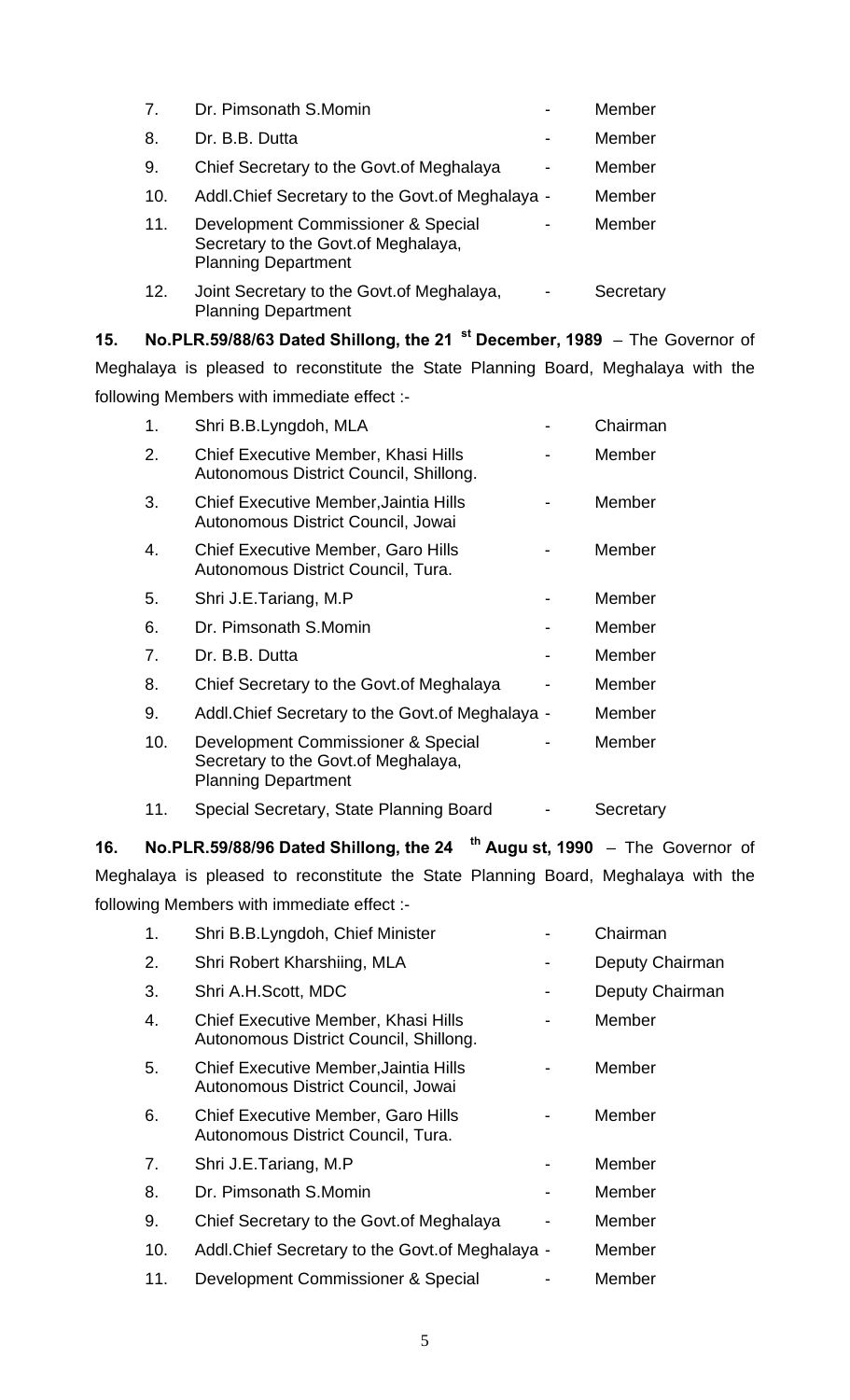| | | | |
|---|---|---|---|
| 7. | Dr. Pimsonath S.Momin | - | Member |
| 8. | Dr. B.B. Dutta | - | Member |
| 9. | Chief Secretary to the Govt.of Meghalaya | - | Member |
| 10. | Addl.Chief Secretary to the Govt.of Meghalaya | - | Member |
| 11. | Development Commissioner & Special Secretary to the Govt.of Meghalaya, Planning Department | - | Member |
| 12. | Joint Secretary to the Govt.of Meghalaya, Planning Department | - | Secretary |

**15. No.PLR.59/88/63 Dated Shillong, the 21 st December, 1989** – The Governor of Meghalaya is pleased to reconstitute the State Planning Board, Meghalaya with the following Members with immediate effect :-

| | | | |
|---|---|---|---|
| 1. | Shri B.B.Lyngdoh, MLA | - | Chairman |
| 2. | Chief Executive Member, Khasi Hills Autonomous District Council, Shillong. | - | Member |
| 3. | Chief Executive Member,Jaintia Hills Autonomous District Council, Jowai | - | Member |
| 4. | Chief Executive Member, Garo Hills Autonomous District Council, Tura. | - | Member |
| 5. | Shri J.E.Tariang, M.P | - | Member |
| 6. | Dr. Pimsonath S.Momin | - | Member |
| 7. | Dr. B.B. Dutta | - | Member |
| 8. | Chief Secretary to the Govt.of Meghalaya | - | Member |
| 9. | Addl.Chief Secretary to the Govt.of Meghalaya | - | Member |
| 10. | Development Commissioner & Special Secretary to the Govt.of Meghalaya, Planning Department | - | Member |
| 11. | Special Secretary, State Planning Board | - | Secretary |

**16. No.PLR.59/88/96 Dated Shillong, the 24 th Augu st, 1990** – The Governor of Meghalaya is pleased to reconstitute the State Planning Board, Meghalaya with the following Members with immediate effect :-

| | | | |
|---|---|---|---|
| 1. | Shri B.B.Lyngdoh, Chief Minister | - | Chairman |
| 2. | Shri Robert Kharshiing, MLA | - | Deputy Chairman |
| 3. | Shri A.H.Scott, MDC | - | Deputy Chairman |
| 4. | Chief Executive Member, Khasi Hills Autonomous District Council, Shillong. | - | Member |
| 5. | Chief Executive Member,Jaintia Hills Autonomous District Council, Jowai | - | Member |
| 6. | Chief Executive Member, Garo Hills Autonomous District Council, Tura. | - | Member |
| 7. | Shri J.E.Tariang, M.P | - | Member |
| 8. | Dr. Pimsonath S.Momin | - | Member |
| 9. | Chief Secretary to the Govt.of Meghalaya | - | Member |
| 10. | Addl.Chief Secretary to the Govt.of Meghalaya | - | Member |
| 11. | Development Commissioner & Special | - | Member |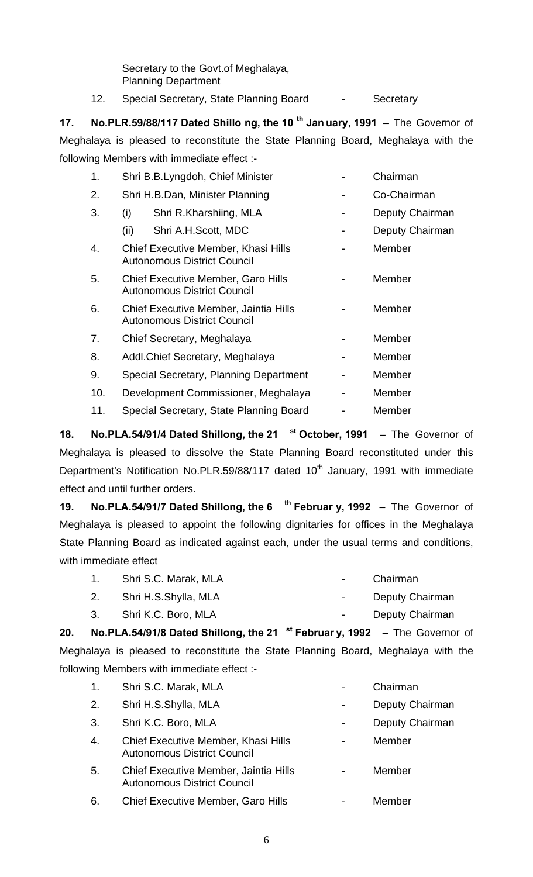Secretary to the Govt.of Meghalaya, Planning Department

| | | | |
|---|---|---|---|
| 12. | Special Secretary, State Planning Board | - | Secretary |

**17. No.PLR.59/88/117 Dated Shillong, the 10th January, 1991** – The Governor of Meghalaya is pleased to reconstitute the State Planning Board, Meghalaya with the following Members with immediate effect :-

| | | | |
|---|---|---|---|
| 1. | Shri B.B.Lyngdoh, Chief Minister | - | Chairman |
| 2. | Shri H.B.Dan, Minister Planning | - | Co-Chairman |
| 3. | (i) Shri R.Kharshiing, MLA | - | Deputy Chairman |
| | (ii) Shri A.H.Scott, MDC | - | Deputy Chairman |
| 4. | Chief Executive Member, Khasi Hills Autonomous District Council | - | Member |
| 5. | Chief Executive Member, Garo Hills Autonomous District Council | - | Member |
| 6. | Chief Executive Member, Jaintia Hills Autonomous District Council | - | Member |
| 7. | Chief Secretary, Meghalaya | - | Member |
| 8. | Addl.Chief Secretary, Meghalaya | - | Member |
| 9. | Special Secretary, Planning Department | - | Member |
| 10. | Development Commissioner, Meghalaya | - | Member |
| 11. | Special Secretary, State Planning Board | - | Member |

**18. No.PLA.54/91/4 Dated Shillong, the 21st October, 1991** – The Governor of Meghalaya is pleased to dissolve the State Planning Board reconstituted under this Department's Notification No.PLR.59/88/117 dated 10th January, 1991 with immediate effect and until further orders.

**19. No.PLA.54/91/7 Dated Shillong, the 6th February, 1992** – The Governor of Meghalaya is pleased to appoint the following dignitaries for offices in the Meghalaya State Planning Board as indicated against each, under the usual terms and conditions, with immediate effect

| | | | |
|---|---|---|---|
| 1. | Shri S.C. Marak, MLA | - | Chairman |
| 2. | Shri H.S.Shylla, MLA | - | Deputy Chairman |
| 3. | Shri K.C. Boro, MLA | - | Deputy Chairman |

**20. No.PLA.54/91/8 Dated Shillong, the 21st February, 1992** – The Governor of Meghalaya is pleased to reconstitute the State Planning Board, Meghalaya with the following Members with immediate effect :-

| | | | |
|---|---|---|---|
| 1. | Shri S.C. Marak, MLA | - | Chairman |
| 2. | Shri H.S.Shylla, MLA | - | Deputy Chairman |
| 3. | Shri K.C. Boro, MLA | - | Deputy Chairman |
| 4. | Chief Executive Member, Khasi Hills Autonomous District Council | - | Member |
| 5. | Chief Executive Member, Jaintia Hills Autonomous District Council | - | Member |
| 6. | Chief Executive Member, Garo Hills | - | Member |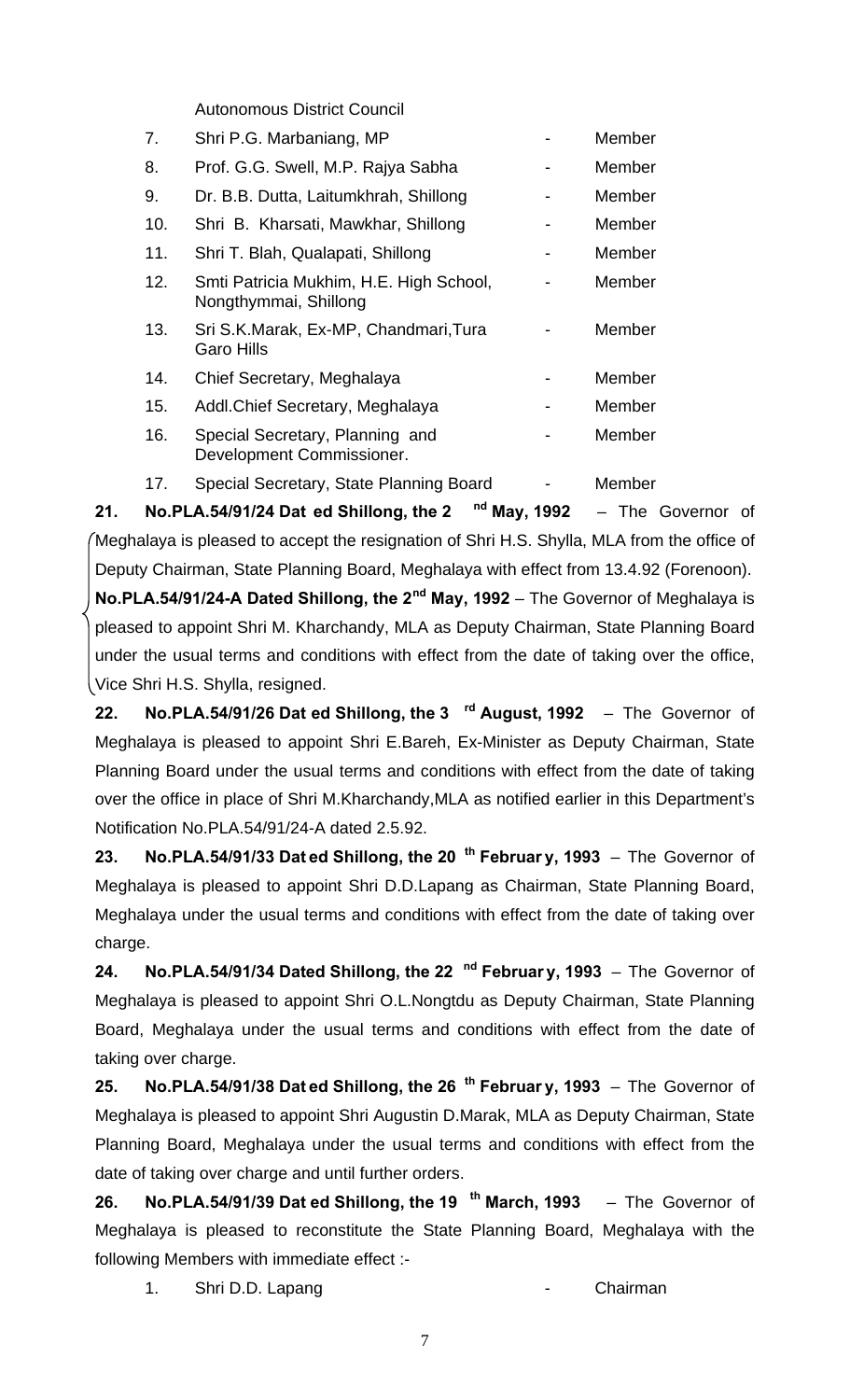Autonomous District Council

| | | | |
|---|---|---|---|
| 7. | Shri P.G. Marbaniang, MP | - | Member |
| 8. | Prof. G.G. Swell, M.P. Rajya Sabha | - | Member |
| 9. | Dr. B.B. Dutta, Laitumkhrah, Shillong | - | Member |
| 10. | Shri B. Kharsati, Mawkhar, Shillong | - | Member |
| 11. | Shri T. Blah, Qualapati, Shillong | - | Member |
| 12. | Smti Patricia Mukhim, H.E. High School, Nongthymmai, Shillong | - | Member |
| 13. | Sri S.K.Marak, Ex-MP, Chandmari,Tura Garo Hills | - | Member |
| 14. | Chief Secretary, Meghalaya | - | Member |
| 15. | Addl.Chief Secretary, Meghalaya | - | Member |
| 16. | Special Secretary, Planning and Development Commissioner. | - | Member |
| 17. | Special Secretary, State Planning Board | - | Member |

**21. No.PLA.54/91/24 Dated Shillong, the 2nd May, 1992** – The Governor of Meghalaya is pleased to accept the resignation of Shri H.S. Shylla, MLA from the office of Deputy Chairman, State Planning Board, Meghalaya with effect from 13.4.92 (Forenoon).
**No.PLA.54/91/24-A Dated Shillong, the 2nd May, 1992** – The Governor of Meghalaya is pleased to appoint Shri M. Kharchandy, MLA as Deputy Chairman, State Planning Board under the usual terms and conditions with effect from the date of taking over the office, Vice Shri H.S. Shylla, resigned.

**22. No.PLA.54/91/26 Dated Shillong, the 3rd August, 1992** – The Governor of Meghalaya is pleased to appoint Shri E.Bareh, Ex-Minister as Deputy Chairman, State Planning Board under the usual terms and conditions with effect from the date of taking over the office in place of Shri M.Kharchandy,MLA as notified earlier in this Department's Notification No.PLA.54/91/24-A dated 2.5.92.

**23. No.PLA.54/91/33 Dated Shillong, the 20th February, 1993** – The Governor of Meghalaya is pleased to appoint Shri D.D.Lapang as Chairman, State Planning Board, Meghalaya under the usual terms and conditions with effect from the date of taking over charge.

**24. No.PLA.54/91/34 Dated Shillong, the 22nd February, 1993** – The Governor of Meghalaya is pleased to appoint Shri O.L.Nongtdu as Deputy Chairman, State Planning Board, Meghalaya under the usual terms and conditions with effect from the date of taking over charge.

**25. No.PLA.54/91/38 Dated Shillong, the 26th February, 1993** – The Governor of Meghalaya is pleased to appoint Shri Augustin D.Marak, MLA as Deputy Chairman, State Planning Board, Meghalaya under the usual terms and conditions with effect from the date of taking over charge and until further orders.

**26. No.PLA.54/91/39 Dated Shillong, the 19th March, 1993** – The Governor of Meghalaya is pleased to reconstitute the State Planning Board, Meghalaya with the following Members with immediate effect :-

| | | | |
|---|---|---|---|
| 1. | Shri D.D. Lapang | - | Chairman |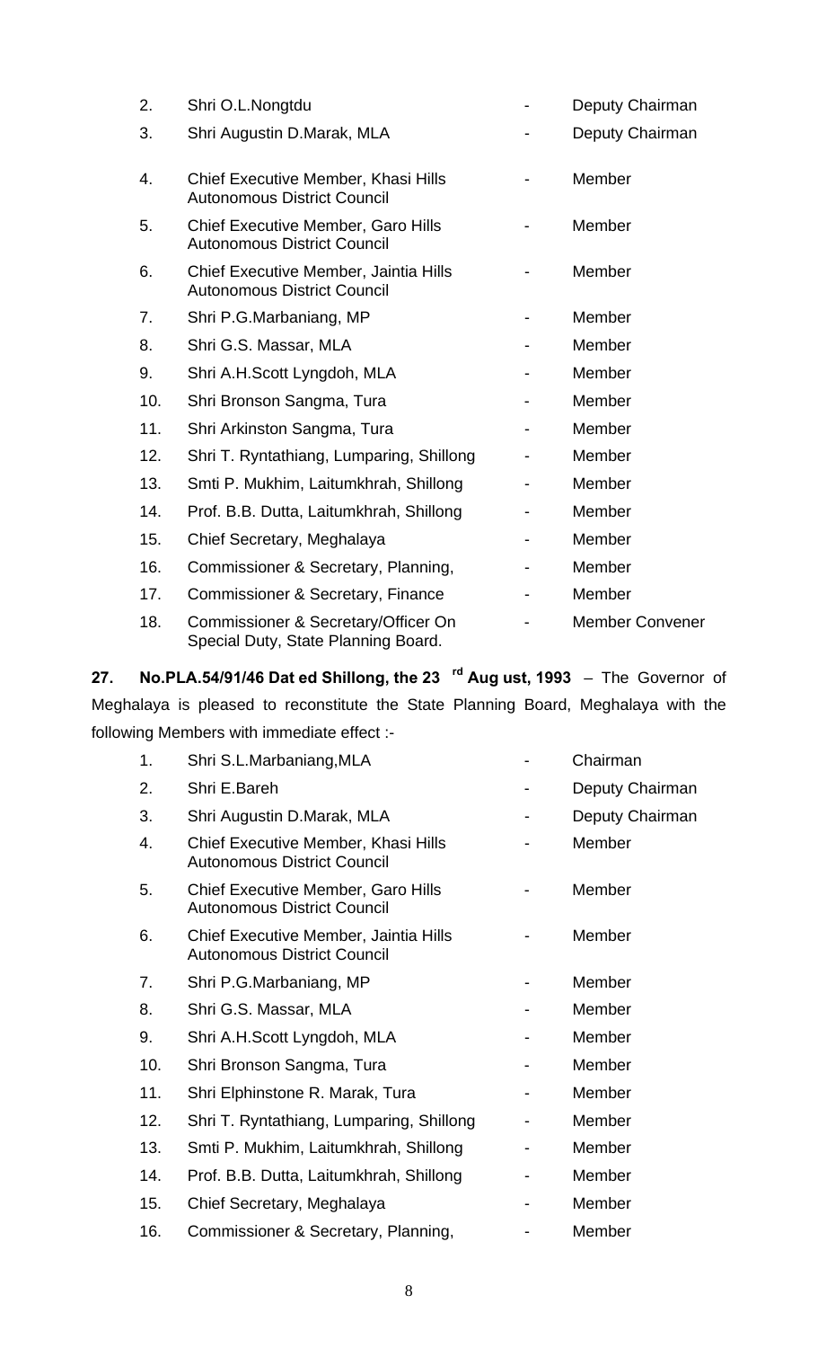| | | | |
|---|---|---|---|
| 2. | Shri O.L.Nongtdu | - | Deputy Chairman |
| 3. | Shri Augustin D.Marak, MLA | - | Deputy Chairman |
| 4. | Chief Executive Member, Khasi Hills Autonomous District Council | - | Member |
| 5. | Chief Executive Member, Garo Hills Autonomous District Council | - | Member |
| 6. | Chief Executive Member, Jaintia Hills Autonomous District Council | - | Member |
| 7. | Shri P.G.Marbaniang, MP | - | Member |
| 8. | Shri G.S. Massar, MLA | - | Member |
| 9. | Shri A.H.Scott Lyngdoh, MLA | - | Member |
| 10. | Shri Bronson Sangma, Tura | - | Member |
| 11. | Shri Arkinston Sangma, Tura | - | Member |
| 12. | Shri T. Ryntathiang, Lumparing, Shillong | - | Member |
| 13. | Smti P. Mukhim, Laitumkhrah, Shillong | - | Member |
| 14. | Prof. B.B. Dutta, Laitumkhrah, Shillong | - | Member |
| 15. | Chief Secretary, Meghalaya | - | Member |
| 16. | Commissioner & Secretary, Planning, | - | Member |
| 17. | Commissioner & Secretary, Finance | - | Member |
| 18. | Commissioner & Secretary/Officer On Special Duty, State Planning Board. | - | Member Convener |

**27. No.PLA.54/91/46 Dated Shillong, the 23rd August, 1993** – The Governor of Meghalaya is pleased to reconstitute the State Planning Board, Meghalaya with the following Members with immediate effect :-

| | | | |
|---|---|---|---|
| 1. | Shri S.L.Marbaniang,MLA | - | Chairman |
| 2. | Shri E.Bareh | - | Deputy Chairman |
| 3. | Shri Augustin D.Marak, MLA | - | Deputy Chairman |
| 4. | Chief Executive Member, Khasi Hills Autonomous District Council | - | Member |
| 5. | Chief Executive Member, Garo Hills Autonomous District Council | - | Member |
| 6. | Chief Executive Member, Jaintia Hills Autonomous District Council | - | Member |
| 7. | Shri P.G.Marbaniang, MP | - | Member |
| 8. | Shri G.S. Massar, MLA | - | Member |
| 9. | Shri A.H.Scott Lyngdoh, MLA | - | Member |
| 10. | Shri Bronson Sangma, Tura | - | Member |
| 11. | Shri Elphinstone R. Marak, Tura | - | Member |
| 12. | Shri T. Ryntathiang, Lumparing, Shillong | - | Member |
| 13. | Smti P. Mukhim, Laitumkhrah, Shillong | - | Member |
| 14. | Prof. B.B. Dutta, Laitumkhrah, Shillong | - | Member |
| 15. | Chief Secretary, Meghalaya | - | Member |
| 16. | Commissioner & Secretary, Planning, | - | Member |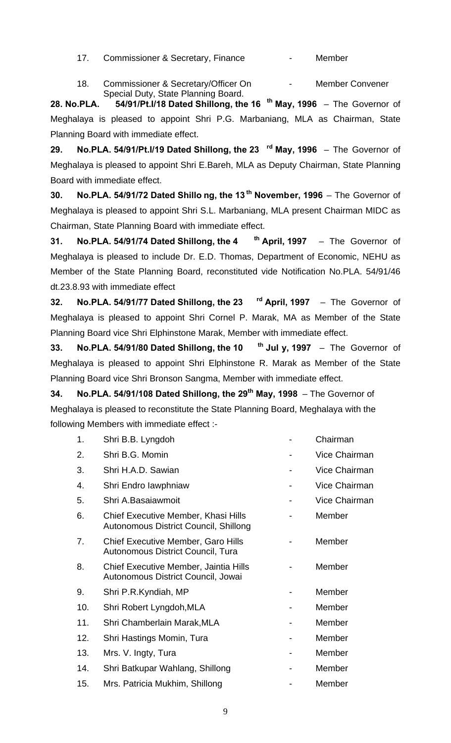| | | | |
|---|---|---|---|
| 17. | Commissioner & Secretary, Finance | - | Member |
| 18. | Commissioner & Secretary/Officer On Special Duty, State Planning Board. | - | Member Convener |

**28. No.PLA. 54/91/Pt.I/18 Dated Shillong, the 16th May, 1996** – The Governor of Meghalaya is pleased to appoint Shri P.G. Marbaniang, MLA as Chairman, State Planning Board with immediate effect.

**29. No.PLA. 54/91/Pt.I/19 Dated Shillong, the 23rd May, 1996** – The Governor of Meghalaya is pleased to appoint Shri E.Bareh, MLA as Deputy Chairman, State Planning Board with immediate effect.

**30. No.PLA. 54/91/72 Dated Shillo ng, the 13th November, 1996** – The Governor of Meghalaya is pleased to appoint Shri S.L. Marbaniang, MLA present Chairman MIDC as Chairman, State Planning Board with immediate effect.

**31. No.PLA. 54/91/74 Dated Shillong, the 4th April, 1997** – The Governor of Meghalaya is pleased to include Dr. E.D. Thomas, Department of Economic, NEHU as Member of the State Planning Board, reconstituted vide Notification No.PLA. 54/91/46 dt.23.8.93 with immediate effect

**32. No.PLA. 54/91/77 Dated Shillong, the 23rd April, 1997** – The Governor of Meghalaya is pleased to appoint Shri Cornel P. Marak, MA as Member of the State Planning Board vice Shri Elphinstone Marak, Member with immediate effect.

**33. No.PLA. 54/91/80 Dated Shillong, the 10th Jul y, 1997** – The Governor of Meghalaya is pleased to appoint Shri Elphinstone R. Marak as Member of the State Planning Board vice Shri Bronson Sangma, Member with immediate effect.

**34. No.PLA. 54/91/108 Dated Shillong, the 29th May, 1998** – The Governor of Meghalaya is pleased to reconstitute the State Planning Board, Meghalaya with the following Members with immediate effect :-

| | | | |
|---|---|---|---|
| 1. | Shri B.B. Lyngdoh | - | Chairman |
| 2. | Shri B.G. Momin | - | Vice Chairman |
| 3. | Shri H.A.D. Sawian | - | Vice Chairman |
| 4. | Shri Endro Iawphniaw | - | Vice Chairman |
| 5. | Shri A.Basaiawmoit | - | Vice Chairman |
| 6. | Chief Executive Member, Khasi Hills Autonomous District Council, Shillong | - | Member |
| 7. | Chief Executive Member, Garo Hills Autonomous District Council, Tura | - | Member |
| 8. | Chief Executive Member, Jaintia Hills Autonomous District Council, Jowai | - | Member |
| 9. | Shri P.R.Kyndiah, MP | - | Member |
| 10. | Shri Robert Lyngdoh,MLA | - | Member |
| 11. | Shri Chamberlain Marak,MLA | - | Member |
| 12. | Shri Hastings Momin, Tura | - | Member |
| 13. | Mrs. V. Ingty, Tura | - | Member |
| 14. | Shri Batkupar Wahlang, Shillong | - | Member |
| 15. | Mrs. Patricia Mukhim, Shillong | - | Member |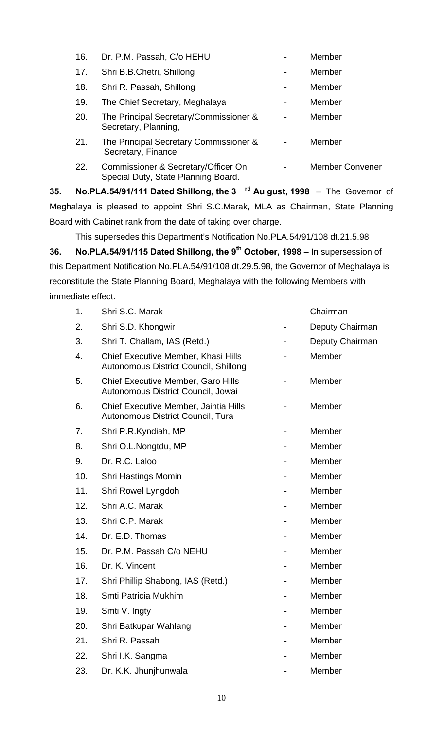| | | | |
|---|---|---|---|
| 16. | Dr. P.M. Passah, C/o HEHU | - | Member |
| 17. | Shri B.B.Chetri, Shillong | - | Member |
| 18. | Shri R. Passah, Shillong | - | Member |
| 19. | The Chief Secretary, Meghalaya | - | Member |
| 20. | The Principal Secretary/Commissioner & Secretary, Planning, | - | Member |
| 21. | The Principal Secretary Commissioner & Secretary, Finance | - | Member |
| 22. | Commissioner & Secretary/Officer On Special Duty, State Planning Board. | - | Member Convener |

**35. No.PLA.54/91/111 Dated Shillong, the 3 rd Au gust, 1998** – The Governor of Meghalaya is pleased to appoint Shri S.C.Marak, MLA as Chairman, State Planning Board with Cabinet rank from the date of taking over charge.

This supersedes this Department's Notification No.PLA.54/91/108 dt.21.5.98

**36. No.PLA.54/91/115 Dated Shillong, the 9th October, 1998** – In supersession of this Department Notification No.PLA.54/91/108 dt.29.5.98, the Governor of Meghalaya is reconstitute the State Planning Board, Meghalaya with the following Members with immediate effect.

| | | | |
|---|---|---|---|
| 1. | Shri S.C. Marak | - | Chairman |
| 2. | Shri S.D. Khongwir | - | Deputy Chairman |
| 3. | Shri T. Challam, IAS (Retd.) | - | Deputy Chairman |
| 4. | Chief Executive Member, Khasi Hills Autonomous District Council, Shillong | - | Member |
| 5. | Chief Executive Member, Garo Hills Autonomous District Council, Jowai | - | Member |
| 6. | Chief Executive Member, Jaintia Hills Autonomous District Council, Tura | - | Member |
| 7. | Shri P.R.Kyndiah, MP | - | Member |
| 8. | Shri O.L.Nongtdu, MP | - | Member |
| 9. | Dr. R.C. Laloo | - | Member |
| 10. | Shri Hastings Momin | - | Member |
| 11. | Shri Rowel Lyngdoh | - | Member |
| 12. | Shri A.C. Marak | - | Member |
| 13. | Shri C.P. Marak | - | Member |
| 14. | Dr. E.D. Thomas | - | Member |
| 15. | Dr. P.M. Passah C/o NEHU | - | Member |
| 16. | Dr. K. Vincent | - | Member |
| 17. | Shri Phillip Shabong, IAS (Retd.) | - | Member |
| 18. | Smti Patricia Mukhim | - | Member |
| 19. | Smti V. Ingty | - | Member |
| 20. | Shri Batkupar Wahlang | - | Member |
| 21. | Shri R. Passah | - | Member |
| 22. | Shri I.K. Sangma | - | Member |
| 23. | Dr. K.K. Jhunjhunwala | - | Member |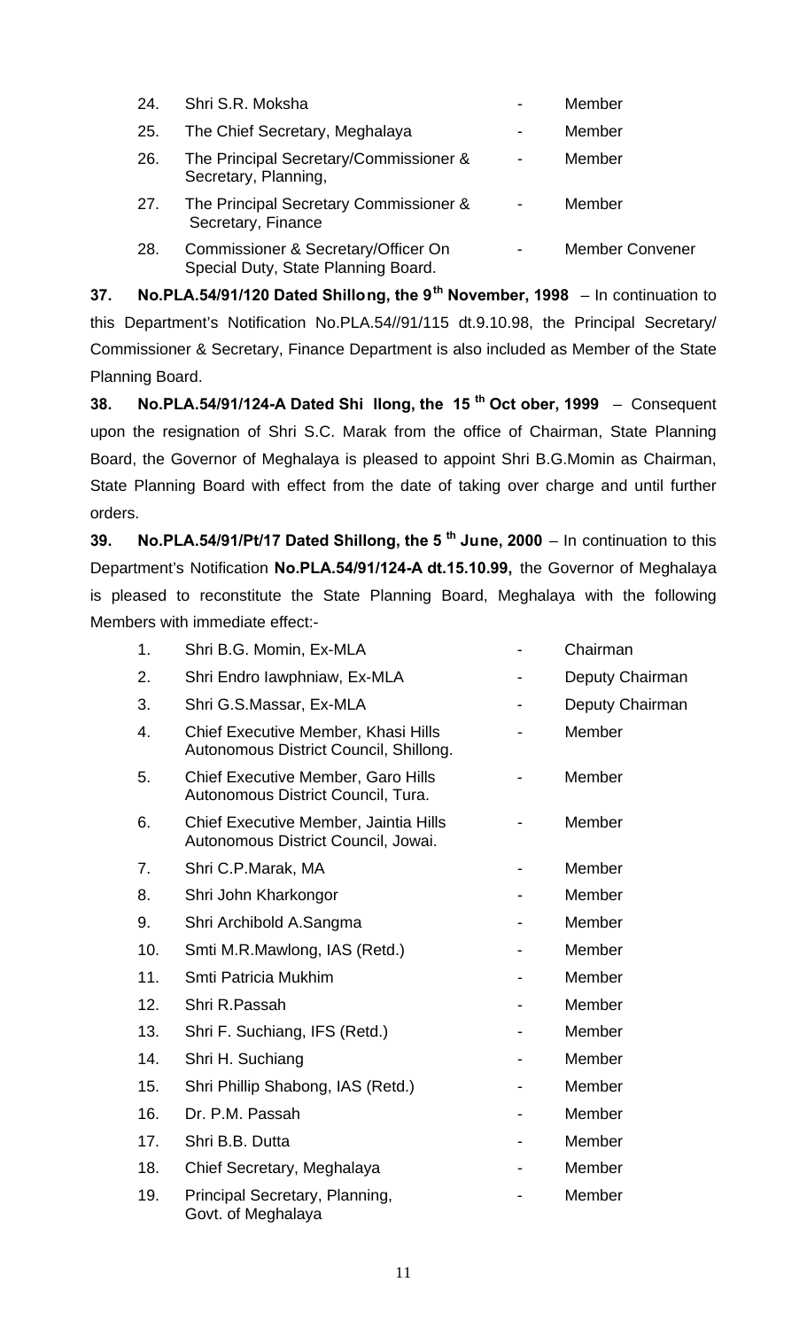| | | | |
|---|---|---|---|
| 24. | Shri S.R. Moksha | - | Member |
| 25. | The Chief Secretary, Meghalaya | - | Member |
| 26. | The Principal Secretary/Commissioner & Secretary, Planning, | - | Member |
| 27. | The Principal Secretary Commissioner & Secretary, Finance | - | Member |
| 28. | Commissioner & Secretary/Officer On Special Duty, State Planning Board. | - | Member Convener |

**37. No.PLA.54/91/120 Dated Shillong, the 9th November, 1998** – In continuation to this Department's Notification No.PLA.54//91/115 dt.9.10.98, the Principal Secretary/ Commissioner & Secretary, Finance Department is also included as Member of the State Planning Board.

**38. No.PLA.54/91/124-A Dated Shi llong, the 15 th Oct ober, 1999** – Consequent upon the resignation of Shri S.C. Marak from the office of Chairman, State Planning Board, the Governor of Meghalaya is pleased to appoint Shri B.G.Momin as Chairman, State Planning Board with effect from the date of taking over charge and until further orders.

**39. No.PLA.54/91/Pt/17 Dated Shillong, the 5 th June, 2000** – In continuation to this Department's Notification **No.PLA.54/91/124-A dt.15.10.99,** the Governor of Meghalaya is pleased to reconstitute the State Planning Board, Meghalaya with the following Members with immediate effect:-

| | | | |
|---|---|---|---|
| 1. | Shri B.G. Momin, Ex-MLA | - | Chairman |
| 2. | Shri Endro Iawphniaw, Ex-MLA | - | Deputy Chairman |
| 3. | Shri G.S.Massar, Ex-MLA | - | Deputy Chairman |
| 4. | Chief Executive Member, Khasi Hills Autonomous District Council, Shillong. | - | Member |
| 5. | Chief Executive Member, Garo Hills Autonomous District Council, Tura. | - | Member |
| 6. | Chief Executive Member, Jaintia Hills Autonomous District Council, Jowai. | - | Member |
| 7. | Shri C.P.Marak, MA | - | Member |
| 8. | Shri John Kharkongor | - | Member |
| 9. | Shri Archibold A.Sangma | - | Member |
| 10. | Smti M.R.Mawlong, IAS (Retd.) | - | Member |
| 11. | Smti Patricia Mukhim | - | Member |
| 12. | Shri R.Passah | - | Member |
| 13. | Shri F. Suchiang, IFS (Retd.) | - | Member |
| 14. | Shri H. Suchiang | - | Member |
| 15. | Shri Phillip Shabong, IAS (Retd.) | - | Member |
| 16. | Dr. P.M. Passah | - | Member |
| 17. | Shri B.B. Dutta | - | Member |
| 18. | Chief Secretary, Meghalaya | - | Member |
| 19. | Principal Secretary, Planning, Govt. of Meghalaya | - | Member |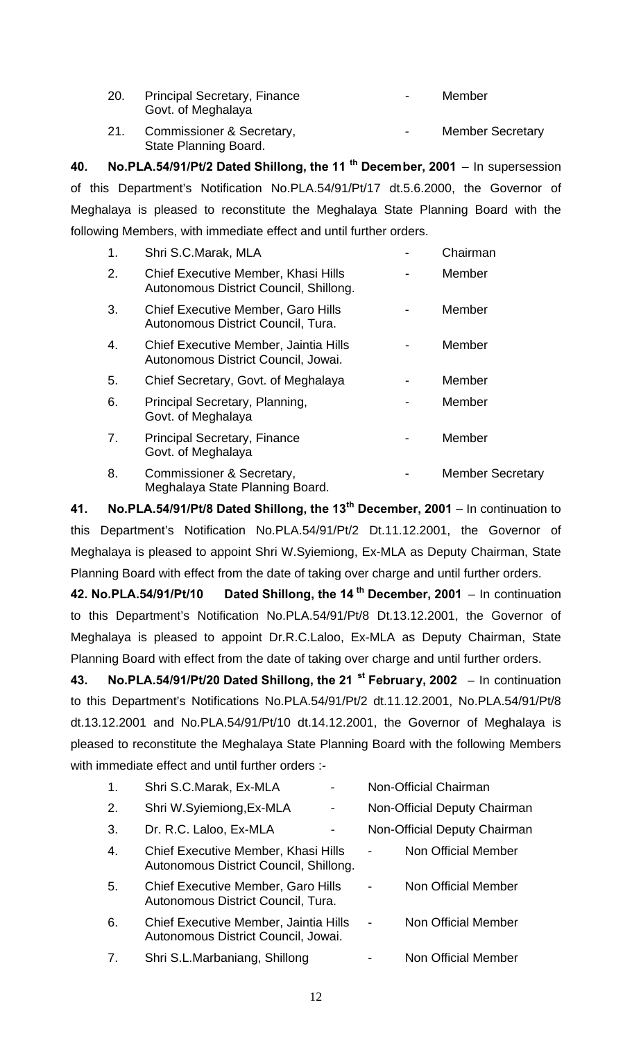| | | | |
|---|---|---|---|
| 20. | Principal Secretary, Finance Govt. of Meghalaya | - | Member |
| 21. | Commissioner & Secretary, State Planning Board. | - | Member Secretary |

**40. No.PLA.54/91/Pt/2 Dated Shillong, the 11 th December, 2001** – In supersession of this Department's Notification No.PLA.54/91/Pt/17 dt.5.6.2000, the Governor of Meghalaya is pleased to reconstitute the Meghalaya State Planning Board with the following Members, with immediate effect and until further orders.

| | | | |
|---|---|---|---|
| 1. | Shri S.C.Marak, MLA | - | Chairman |
| 2. | Chief Executive Member, Khasi Hills Autonomous District Council, Shillong. | - | Member |
| 3. | Chief Executive Member, Garo Hills Autonomous District Council, Tura. | - | Member |
| 4. | Chief Executive Member, Jaintia Hills Autonomous District Council, Jowai. | - | Member |
| 5. | Chief Secretary, Govt. of Meghalaya | - | Member |
| 6. | Principal Secretary, Planning, Govt. of Meghalaya | - | Member |
| 7. | Principal Secretary, Finance Govt. of Meghalaya | - | Member |
| 8. | Commissioner & Secretary, Meghalaya State Planning Board. | - | Member Secretary |

**41. No.PLA.54/91/Pt/8 Dated Shillong, the 13th December, 2001** – In continuation to this Department's Notification No.PLA.54/91/Pt/2 Dt.11.12.2001, the Governor of Meghalaya is pleased to appoint Shri W.Syiemiong, Ex-MLA as Deputy Chairman, State Planning Board with effect from the date of taking over charge and until further orders.

**42. No.PLA.54/91/Pt/10 Dated Shillong, the 14 th December, 2001** – In continuation to this Department's Notification No.PLA.54/91/Pt/8 Dt.13.12.2001, the Governor of Meghalaya is pleased to appoint Dr.R.C.Laloo, Ex-MLA as Deputy Chairman, State Planning Board with effect from the date of taking over charge and until further orders.

**43. No.PLA.54/91/Pt/20 Dated Shillong, the 21 st February, 2002** – In continuation to this Department's Notifications No.PLA.54/91/Pt/2 dt.11.12.2001, No.PLA.54/91/Pt/8 dt.13.12.2001 and No.PLA.54/91/Pt/10 dt.14.12.2001, the Governor of Meghalaya is pleased to reconstitute the Meghalaya State Planning Board with the following Members with immediate effect and until further orders :-

| | | | |
|---|---|---|---|
| 1. | Shri S.C.Marak, Ex-MLA | - | Non-Official Chairman |
| 2. | Shri W.Syiemiong,Ex-MLA | - | Non-Official Deputy Chairman |
| 3. | Dr. R.C. Laloo, Ex-MLA | - | Non-Official Deputy Chairman |
| 4. | Chief Executive Member, Khasi Hills Autonomous District Council, Shillong. | - | Non Official Member |
| 5. | Chief Executive Member, Garo Hills Autonomous District Council, Tura. | - | Non Official Member |
| 6. | Chief Executive Member, Jaintia Hills Autonomous District Council, Jowai. | - | Non Official Member |
| 7. | Shri S.L.Marbaniang, Shillong | - | Non Official Member |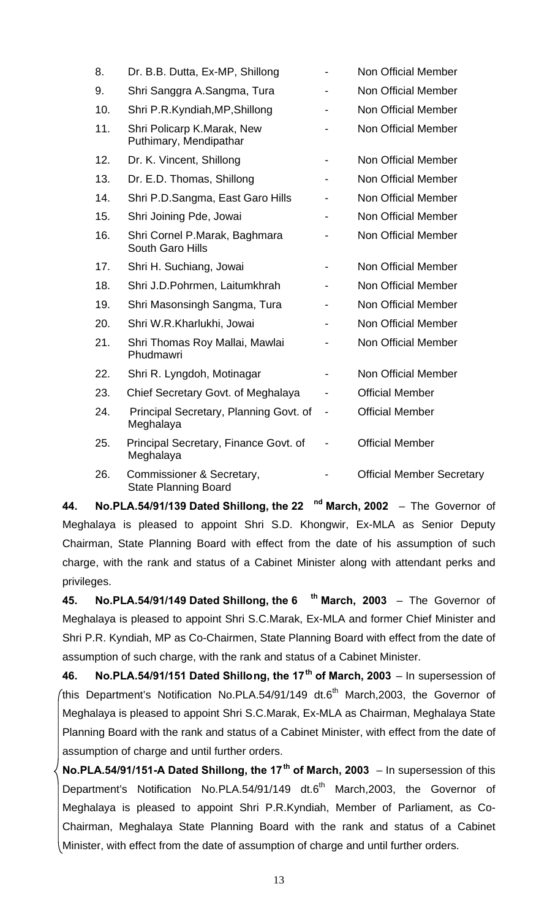| | | | |
|---|---|---|---|
| 8. | Dr. B.B. Dutta, Ex-MP, Shillong | - | Non Official Member |
| 9. | Shri Sanggra A.Sangma, Tura | - | Non Official Member |
| 10. | Shri P.R.Kyndiah,MP,Shillong | - | Non Official Member |
| 11. | Shri Policarp K.Marak, New Puthimary, Mendipathar | - | Non Official Member |
| 12. | Dr. K. Vincent, Shillong | - | Non Official Member |
| 13. | Dr. E.D. Thomas, Shillong | - | Non Official Member |
| 14. | Shri P.D.Sangma, East Garo Hills | - | Non Official Member |
| 15. | Shri Joining Pde, Jowai | - | Non Official Member |
| 16. | Shri Cornel P.Marak, Baghmara South Garo Hills | - | Non Official Member |
| 17. | Shri H. Suchiang, Jowai | - | Non Official Member |
| 18. | Shri J.D.Pohrmen, Laitumkhrah | - | Non Official Member |
| 19. | Shri Masonsingh Sangma, Tura | - | Non Official Member |
| 20. | Shri W.R.Kharlukhi, Jowai | - | Non Official Member |
| 21. | Shri Thomas Roy Mallai, Mawlai Phudmawri | - | Non Official Member |
| 22. | Shri R. Lyngdoh, Motinagar | - | Non Official Member |
| 23. | Chief Secretary Govt. of Meghalaya | - | Official Member |
| 24. | Principal Secretary, Planning Govt. of Meghalaya | - | Official Member |
| 25. | Principal Secretary, Finance Govt. of Meghalaya | - | Official Member |
| 26. | Commissioner & Secretary, State Planning Board | - | Official Member Secretary |

**44. No.PLA.54/91/139 Dated Shillong, the 22nd March, 2002** – The Governor of Meghalaya is pleased to appoint Shri S.D. Khongwir, Ex-MLA as Senior Deputy Chairman, State Planning Board with effect from the date of his assumption of such charge, with the rank and status of a Cabinet Minister along with attendant perks and privileges.

**45. No.PLA.54/91/149 Dated Shillong, the 6th March, 2003** – The Governor of Meghalaya is pleased to appoint Shri S.C.Marak, Ex-MLA and former Chief Minister and Shri P.R. Kyndiah, MP as Co-Chairmen, State Planning Board with effect from the date of assumption of such charge, with the rank and status of a Cabinet Minister.

**46. No.PLA.54/91/151 Dated Shillong, the 17th of March, 2003** – In supersession of this Department's Notification No.PLA.54/91/149 dt.6th March,2003, the Governor of Meghalaya is pleased to appoint Shri S.C.Marak, Ex-MLA as Chairman, Meghalaya State Planning Board with the rank and status of a Cabinet Minister, with effect from the date of assumption of charge and until further orders.

**No.PLA.54/91/151-A Dated Shillong, the 17th of March, 2003** – In supersession of this Department's Notification No.PLA.54/91/149 dt.6th March,2003, the Governor of Meghalaya is pleased to appoint Shri P.R.Kyndiah, Member of Parliament, as Co-Chairman, Meghalaya State Planning Board with the rank and status of a Cabinet Minister, with effect from the date of assumption of charge and until further orders.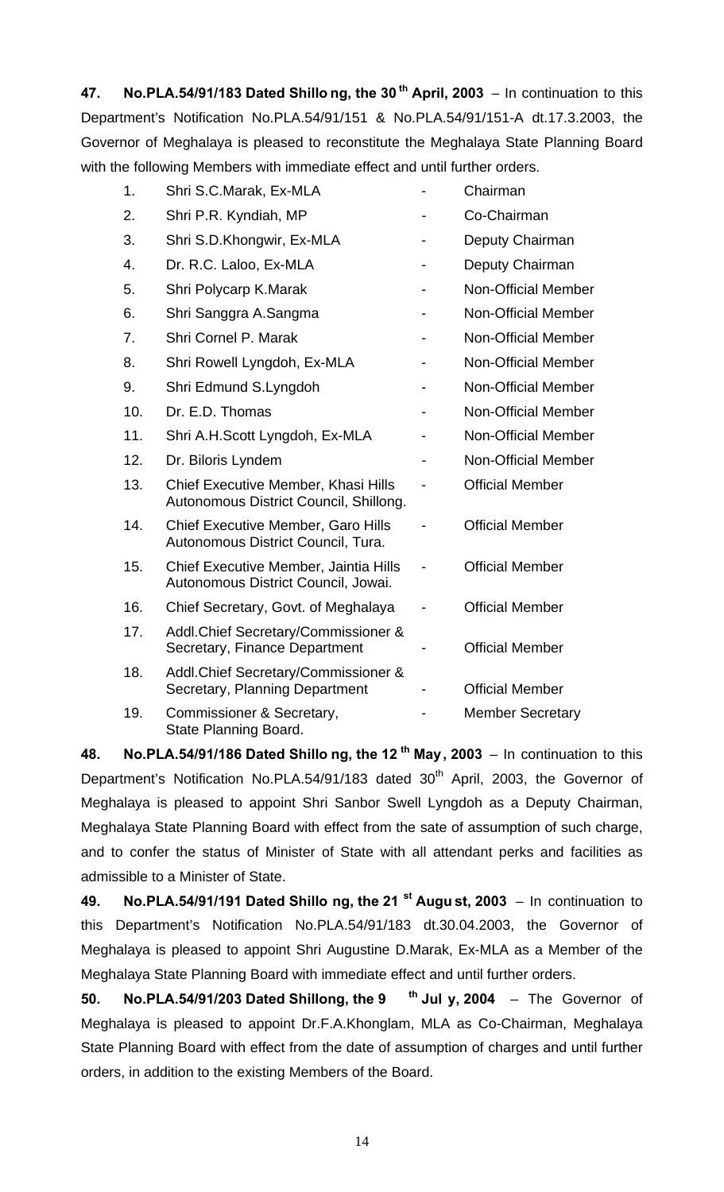**47. No.PLA.54/91/183 Dated Shillong, the 30th April, 2003** – In continuation to this Department's Notification No.PLA.54/91/151 & No.PLA.54/91/151-A dt.17.3.2003, the Governor of Meghalaya is pleased to reconstitute the Meghalaya State Planning Board with the following Members with immediate effect and until further orders.

| | | | |
|---|---|---|---|
| 1. | Shri S.C.Marak, Ex-MLA | - | Chairman |
| 2. | Shri P.R. Kyndiah, MP | - | Co-Chairman |
| 3. | Shri S.D.Khongwir, Ex-MLA | - | Deputy Chairman |
| 4. | Dr. R.C. Laloo, Ex-MLA | - | Deputy Chairman |
| 5. | Shri Polycarp K.Marak | - | Non-Official Member |
| 6. | Shri Sanggra A.Sangma | - | Non-Official Member |
| 7. | Shri Cornel P. Marak | - | Non-Official Member |
| 8. | Shri Rowell Lyngdoh, Ex-MLA | - | Non-Official Member |
| 9. | Shri Edmund S.Lyngdoh | - | Non-Official Member |
| 10. | Dr. E.D. Thomas | - | Non-Official Member |
| 11. | Shri A.H.Scott Lyngdoh, Ex-MLA | - | Non-Official Member |
| 12. | Dr. Biloris Lyndem | - | Non-Official Member |
| 13. | Chief Executive Member, Khasi Hills Autonomous District Council, Shillong. | - | Official Member |
| 14. | Chief Executive Member, Garo Hills Autonomous District Council, Tura. | - | Official Member |
| 15. | Chief Executive Member, Jaintia Hills Autonomous District Council, Jowai. | - | Official Member |
| 16. | Chief Secretary, Govt. of Meghalaya | - | Official Member |
| 17. | Addl.Chief Secretary/Commissioner & Secretary, Finance Department | - | Official Member |
| 18. | Addl.Chief Secretary/Commissioner & Secretary, Planning Department | - | Official Member |
| 19. | Commissioner & Secretary, State Planning Board. | - | Member Secretary |

**48. No.PLA.54/91/186 Dated Shillong, the 12th May, 2003** – In continuation to this Department's Notification No.PLA.54/91/183 dated 30th April, 2003, the Governor of Meghalaya is pleased to appoint Shri Sanbor Swell Lyngdoh as a Deputy Chairman, Meghalaya State Planning Board with effect from the sate of assumption of such charge, and to confer the status of Minister of State with all attendant perks and facilities as admissible to a Minister of State.

**49. No.PLA.54/91/191 Dated Shillong, the 21st August, 2003** – In continuation to this Department's Notification No.PLA.54/91/183 dt.30.04.2003, the Governor of Meghalaya is pleased to appoint Shri Augustine D.Marak, Ex-MLA as a Member of the Meghalaya State Planning Board with immediate effect and until further orders.

**50. No.PLA.54/91/203 Dated Shillong, the 9th July, 2004** – The Governor of Meghalaya is pleased to appoint Dr.F.A.Khonglam, MLA as Co-Chairman, Meghalaya State Planning Board with effect from the date of assumption of charges and until further orders, in addition to the existing Members of the Board.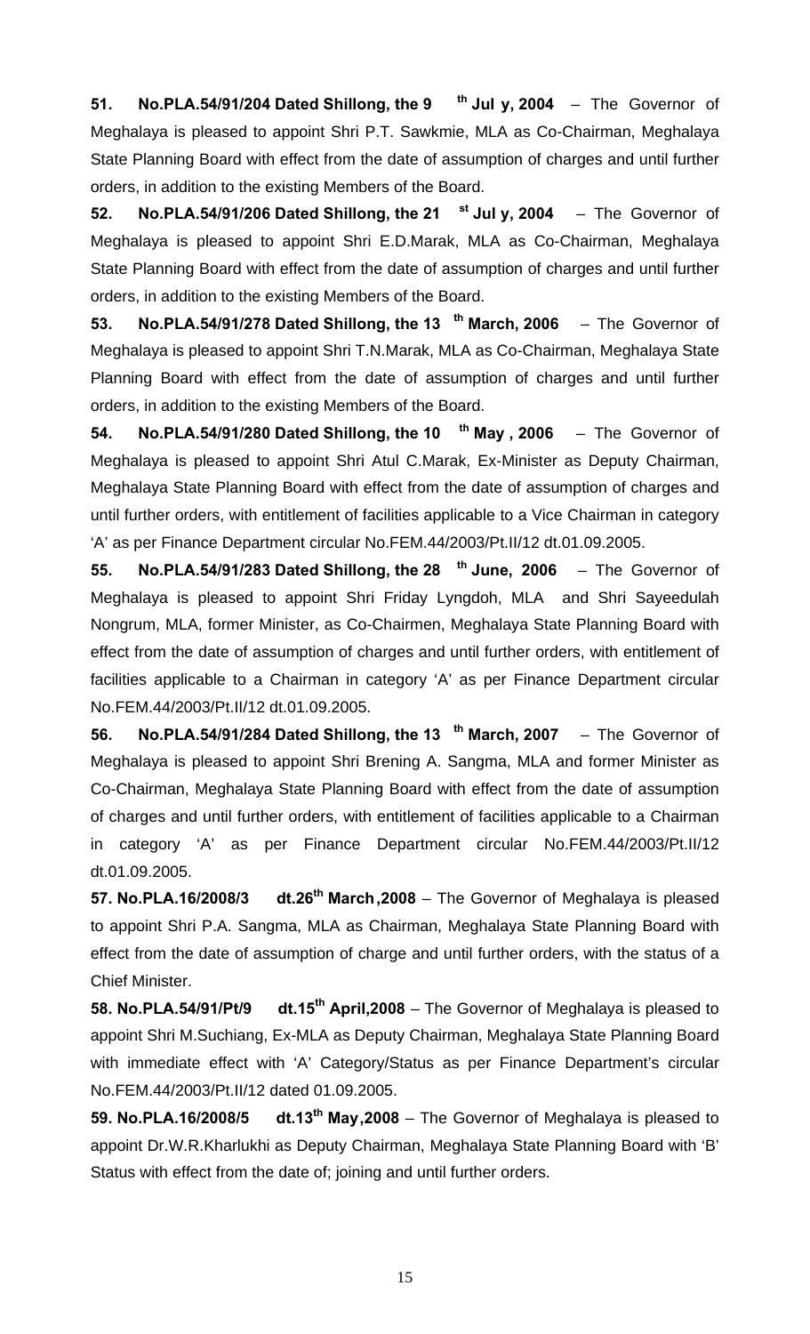**51. No.PLA.54/91/204 Dated Shillong, the 9th Jul y, 2004** – The Governor of Meghalaya is pleased to appoint Shri P.T. Sawkmie, MLA as Co-Chairman, Meghalaya State Planning Board with effect from the date of assumption of charges and until further orders, in addition to the existing Members of the Board.

**52. No.PLA.54/91/206 Dated Shillong, the 21st Jul y, 2004** – The Governor of Meghalaya is pleased to appoint Shri E.D.Marak, MLA as Co-Chairman, Meghalaya State Planning Board with effect from the date of assumption of charges and until further orders, in addition to the existing Members of the Board.

**53. No.PLA.54/91/278 Dated Shillong, the 13th March, 2006** – The Governor of Meghalaya is pleased to appoint Shri T.N.Marak, MLA as Co-Chairman, Meghalaya State Planning Board with effect from the date of assumption of charges and until further orders, in addition to the existing Members of the Board.

**54. No.PLA.54/91/280 Dated Shillong, the 10th May , 2006** – The Governor of Meghalaya is pleased to appoint Shri Atul C.Marak, Ex-Minister as Deputy Chairman, Meghalaya State Planning Board with effect from the date of assumption of charges and until further orders, with entitlement of facilities applicable to a Vice Chairman in category 'A' as per Finance Department circular No.FEM.44/2003/Pt.II/12 dt.01.09.2005.

**55. No.PLA.54/91/283 Dated Shillong, the 28th June, 2006** – The Governor of Meghalaya is pleased to appoint Shri Friday Lyngdoh, MLA and Shri Sayeedulah Nongrum, MLA, former Minister, as Co-Chairmen, Meghalaya State Planning Board with effect from the date of assumption of charges and until further orders, with entitlement of facilities applicable to a Chairman in category 'A' as per Finance Department circular No.FEM.44/2003/Pt.II/12 dt.01.09.2005.

**56. No.PLA.54/91/284 Dated Shillong, the 13th March, 2007** – The Governor of Meghalaya is pleased to appoint Shri Brening A. Sangma, MLA and former Minister as Co-Chairman, Meghalaya State Planning Board with effect from the date of assumption of charges and until further orders, with entitlement of facilities applicable to a Chairman in category 'A' as per Finance Department circular No.FEM.44/2003/Pt.II/12 dt.01.09.2005.

**57. No.PLA.16/2008/3 dt.26th March,2008** – The Governor of Meghalaya is pleased to appoint Shri P.A. Sangma, MLA as Chairman, Meghalaya State Planning Board with effect from the date of assumption of charge and until further orders, with the status of a Chief Minister.

**58. No.PLA.54/91/Pt/9 dt.15th April,2008** – The Governor of Meghalaya is pleased to appoint Shri M.Suchiang, Ex-MLA as Deputy Chairman, Meghalaya State Planning Board with immediate effect with 'A' Category/Status as per Finance Department's circular No.FEM.44/2003/Pt.II/12 dated 01.09.2005.

**59. No.PLA.16/2008/5 dt.13th May,2008** – The Governor of Meghalaya is pleased to appoint Dr.W.R.Kharlukhi as Deputy Chairman, Meghalaya State Planning Board with 'B' Status with effect from the date of; joining and until further orders.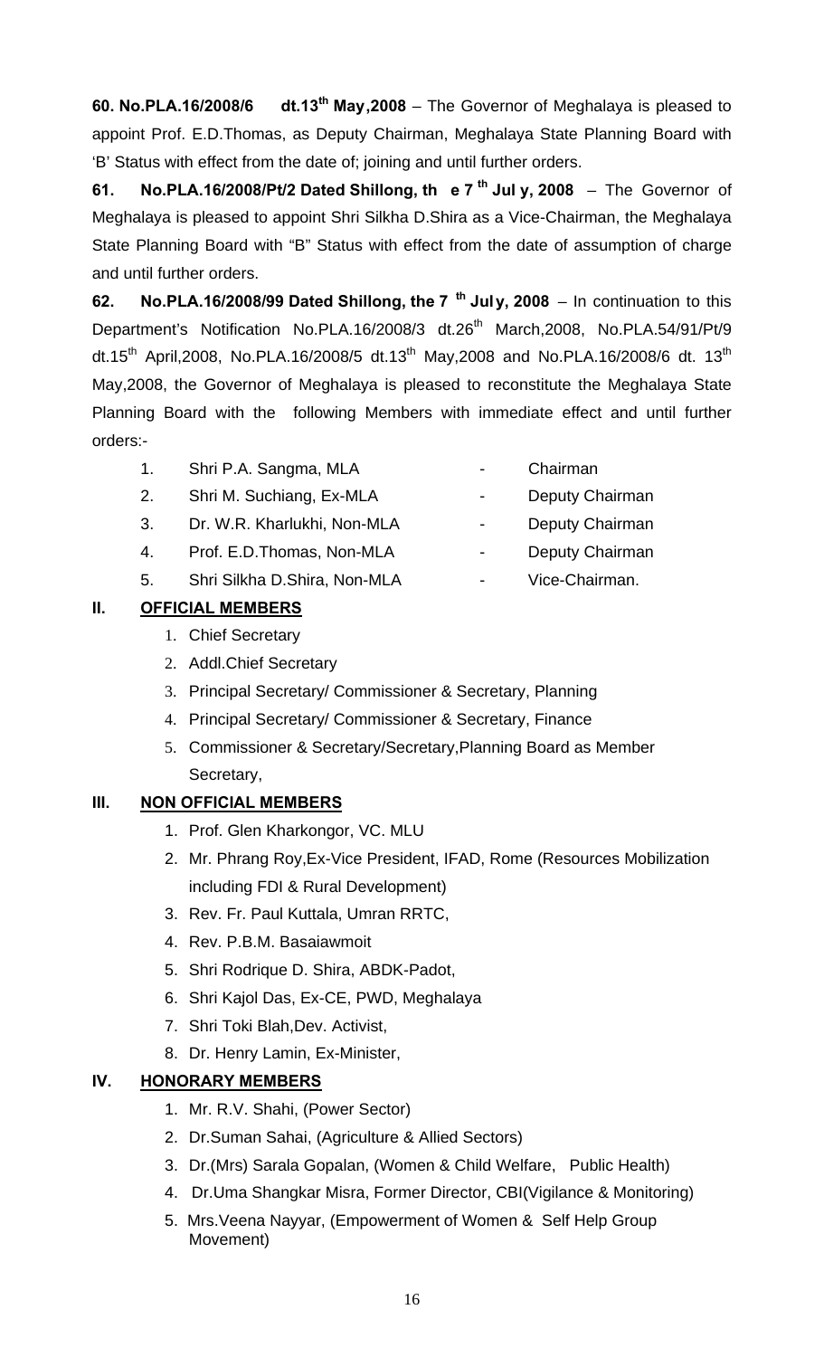**60. No.PLA.16/2008/6 dt.13th May,2008** – The Governor of Meghalaya is pleased to appoint Prof. E.D.Thomas, as Deputy Chairman, Meghalaya State Planning Board with 'B' Status with effect from the date of; joining and until further orders.

**61. No.PLA.16/2008/Pt/2 Dated Shillong, th e 7 th Jul y, 2008** – The Governor of Meghalaya is pleased to appoint Shri Silkha D.Shira as a Vice-Chairman, the Meghalaya State Planning Board with "B" Status with effect from the date of assumption of charge and until further orders.

**62. No.PLA.16/2008/99 Dated Shillong, the 7 th July, 2008** – In continuation to this Department's Notification No.PLA.16/2008/3 dt.26th March,2008, No.PLA.54/91/Pt/9 dt.15th April,2008, No.PLA.16/2008/5 dt.13th May,2008 and No.PLA.16/2008/6 dt. 13th May,2008, the Governor of Meghalaya is pleased to reconstitute the Meghalaya State Planning Board with the following Members with immediate effect and until further orders:-

1. Shri P.A. Sangma, MLA - Chairman
2. Shri M. Suchiang, Ex-MLA - Deputy Chairman
3. Dr. W.R. Kharlukhi, Non-MLA - Deputy Chairman
4. Prof. E.D.Thomas, Non-MLA - Deputy Chairman
5. Shri Silkha D.Shira, Non-MLA - Vice-Chairman.

**II. OFFICIAL MEMBERS**

1. Chief Secretary
2. Addl.Chief Secretary
3. Principal Secretary/ Commissioner & Secretary, Planning
4. Principal Secretary/ Commissioner & Secretary, Finance
5. Commissioner & Secretary/Secretary,Planning Board as Member Secretary,

**III. NON OFFICIAL MEMBERS**

1. Prof. Glen Kharkongor, VC. MLU
2. Mr. Phrang Roy,Ex-Vice President, IFAD, Rome (Resources Mobilization including FDI & Rural Development)
3. Rev. Fr. Paul Kuttala, Umran RRTC,
4. Rev. P.B.M. Basaiawmoit
5. Shri Rodrique D. Shira, ABDK-Padot,
6. Shri Kajol Das, Ex-CE, PWD, Meghalaya
7. Shri Toki Blah,Dev. Activist,
8. Dr. Henry Lamin, Ex-Minister,

**IV. HONORARY MEMBERS**

1. Mr. R.V. Shahi, (Power Sector)
2. Dr.Suman Sahai, (Agriculture & Allied Sectors)
3. Dr.(Mrs) Sarala Gopalan, (Women & Child Welfare, Public Health)
4. Dr.Uma Shangkar Misra, Former Director, CBI(Vigilance & Monitoring)
5. Mrs.Veena Nayyar, (Empowerment of Women & Self Help Group Movement)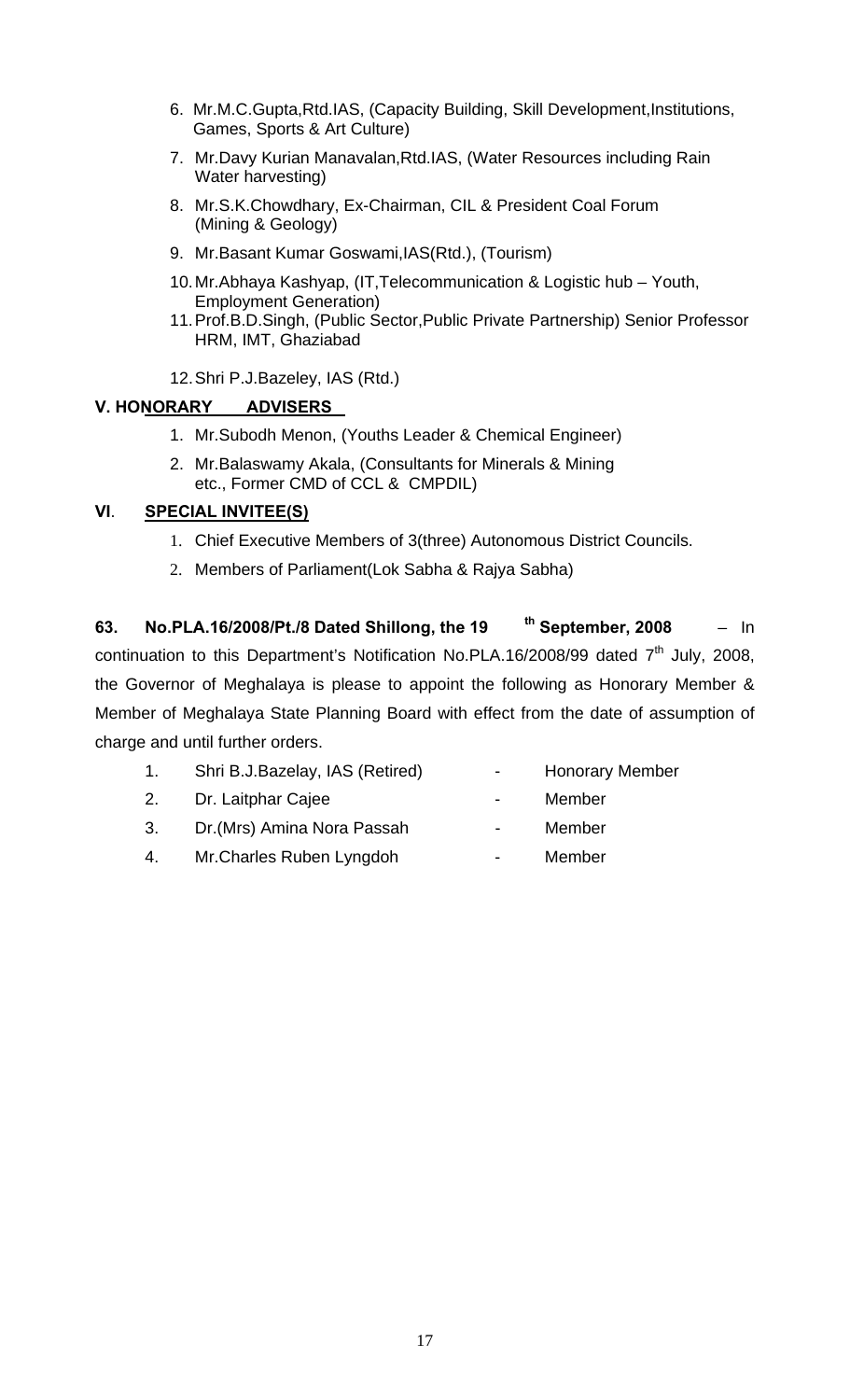6. Mr.M.C.Gupta,Rtd.IAS, (Capacity Building, Skill Development,Institutions, Games, Sports & Art Culture)
7. Mr.Davy Kurian Manavalan,Rtd.IAS, (Water Resources including Rain Water harvesting)
8. Mr.S.K.Chowdhary, Ex-Chairman, CIL & President Coal Forum (Mining & Geology)
9. Mr.Basant Kumar Goswami,IAS(Rtd.), (Tourism)
10. Mr.Abhaya Kashyap, (IT,Telecommunication & Logistic hub – Youth, Employment Generation)
11. Prof.B.D.Singh, (Public Sector,Public Private Partnership) Senior Professor HRM, IMT, Ghaziabad
12. Shri P.J.Bazeley, IAS (Rtd.)

**V. HONORARY ADVISERS**

1. Mr.Subodh Menon, (Youths Leader & Chemical Engineer)
2. Mr.Balaswamy Akala, (Consultants for Minerals & Mining etc., Former CMD of CCL & CMPDIL)

**VI. SPECIAL INVITEE(S)**

1. Chief Executive Members of 3(three) Autonomous District Councils.
2. Members of Parliament(Lok Sabha & Rajya Sabha)

**63. No.PLA.16/2008/Pt./8 Dated Shillong, the 19th September, 2008** – In continuation to this Department's Notification No.PLA.16/2008/99 dated 7th July, 2008, the Governor of Meghalaya is please to appoint the following as Honorary Member & Member of Meghalaya State Planning Board with effect from the date of assumption of charge and until further orders.

| | | | |
|---|---|---|---|
| 1. | Shri B.J.Bazelay, IAS (Retired) | - | Honorary Member |
| 2. | Dr. Laitphar Cajee | - | Member |
| 3. | Dr.(Mrs) Amina Nora Passah | - | Member |
| 4. | Mr.Charles Ruben Lyngdoh | - | Member |